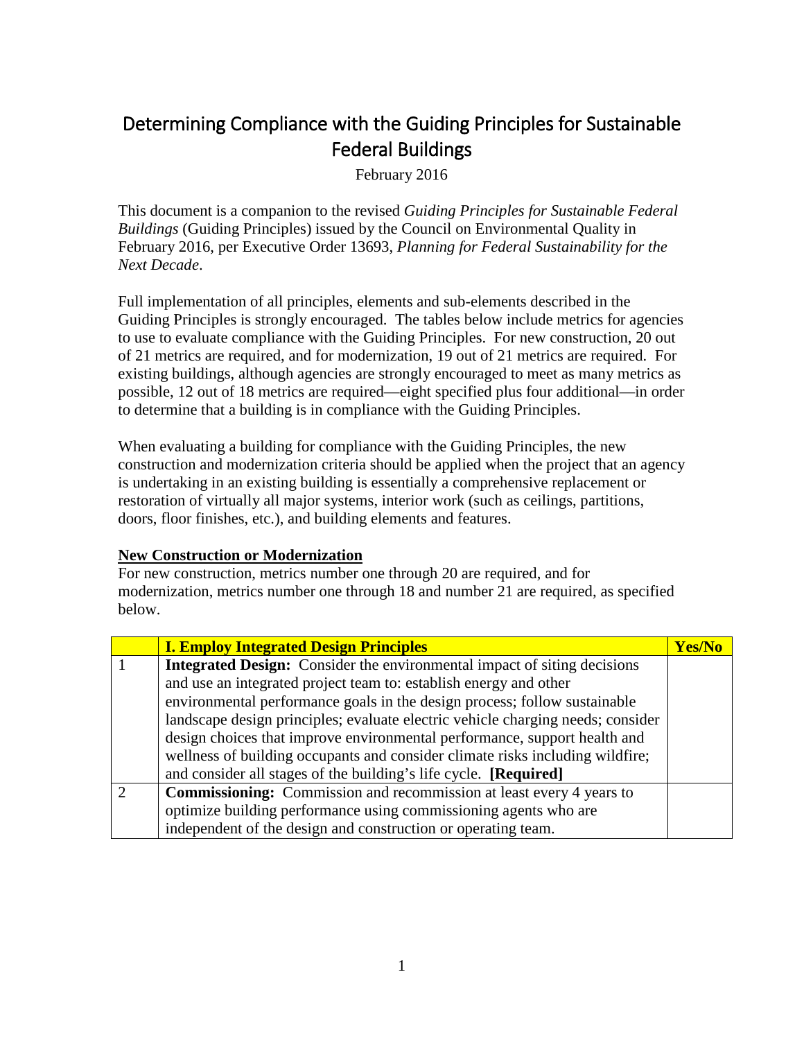# Determining Compliance with the Guiding Principles for Sustainable Federal Buildings

February 2016

This document is a companion to the revised *Guiding Principles for Sustainable Federal Buildings* (Guiding Principles) issued by the Council on Environmental Quality in February 2016, per Executive Order 13693, *Planning for Federal Sustainability for the Next Decade*.

Full implementation of all principles, elements and sub-elements described in the Guiding Principles is strongly encouraged. The tables below include metrics for agencies to use to evaluate compliance with the Guiding Principles. For new construction, 20 out of 21 metrics are required, and for modernization, 19 out of 21 metrics are required. For existing buildings, although agencies are strongly encouraged to meet as many metrics as possible, 12 out of 18 metrics are required—eight specified plus four additional—in order to determine that a building is in compliance with the Guiding Principles.

When evaluating a building for compliance with the Guiding Principles, the new construction and modernization criteria should be applied when the project that an agency is undertaking in an existing building is essentially a comprehensive replacement or restoration of virtually all major systems, interior work (such as ceilings, partitions, doors, floor finishes, etc.), and building elements and features.

## New Construction or Modernization

For new construction, metrics number one through 20 are required, and for modernization, metrics number one through 18 and number 21 are required, as specified below.

| | **I. Employ Integrated Design Principles** | **Yes/No** |
|---|---|---|
| 1 | **Integrated Design:** Consider the environmental impact of siting decisions and use an integrated project team to: establish energy and other environmental performance goals in the design process; follow sustainable landscape design principles; evaluate electric vehicle charging needs; consider design choices that improve environmental performance, support health and wellness of building occupants and consider climate risks including wildfire; and consider all stages of the building's life cycle. **[Required]** | |
| 2 | **Commissioning:** Commission and recommission at least every 4 years to optimize building performance using commissioning agents who are independent of the design and construction or operating team. | |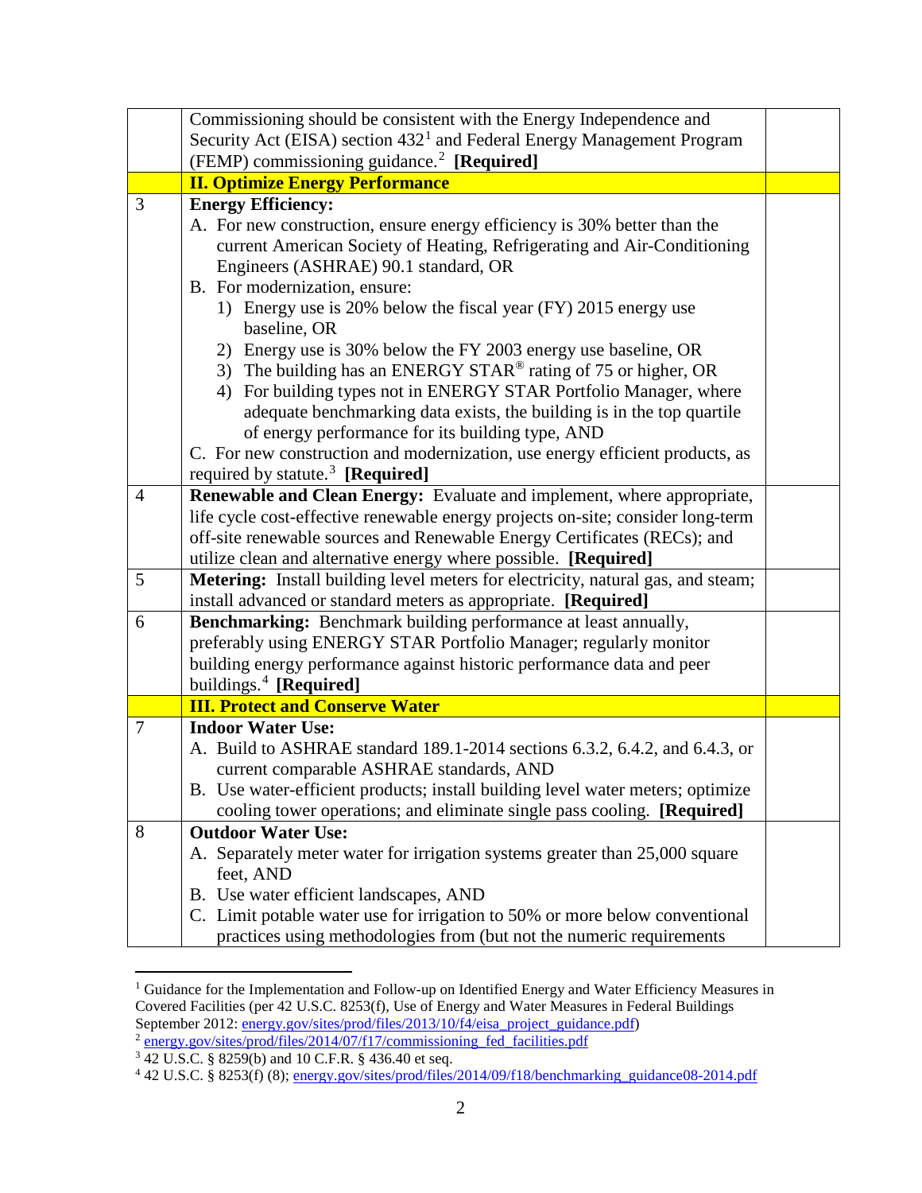| | | |
|---|---|---|
| | Commissioning should be consistent with the Energy Independence and Security Act (EISA) section 432[1] and Federal Energy Management Program (FEMP) commissioning guidance.[2] **[Required]** | |
| | **II. Optimize Energy Performance** | |
| 3 | **Energy Efficiency:**<br>A. For new construction, ensure energy efficiency is 30% better than the current American Society of Heating, Refrigerating and Air-Conditioning Engineers (ASHRAE) 90.1 standard, OR<br>B. For modernization, ensure:<br>1) Energy use is 20% below the fiscal year (FY) 2015 energy use baseline, OR<br>2) Energy use is 30% below the FY 2003 energy use baseline, OR<br>3) The building has an ENERGY STAR® rating of 75 or higher, OR<br>4) For building types not in ENERGY STAR Portfolio Manager, where adequate benchmarking data exists, the building is in the top quartile of energy performance for its building type, AND<br>C. For new construction and modernization, use energy efficient products, as required by statute.[3] **[Required]** | |
| 4 | **Renewable and Clean Energy:** Evaluate and implement, where appropriate, life cycle cost-effective renewable energy projects on-site; consider long-term off-site renewable sources and Renewable Energy Certificates (RECs); and utilize clean and alternative energy where possible. **[Required]** | |
| 5 | **Metering:** Install building level meters for electricity, natural gas, and steam; install advanced or standard meters as appropriate. **[Required]** | |
| 6 | **Benchmarking:** Benchmark building performance at least annually, preferably using ENERGY STAR Portfolio Manager; regularly monitor building energy performance against historic performance data and peer buildings.[4] **[Required]** | |
| | **III. Protect and Conserve Water** | |
| 7 | **Indoor Water Use:**<br>A. Build to ASHRAE standard 189.1-2014 sections 6.3.2, 6.4.2, and 6.4.3, or current comparable ASHRAE standards, AND<br>B. Use water-efficient products; install building level water meters; optimize cooling tower operations; and eliminate single pass cooling. **[Required]** | |
| 8 | **Outdoor Water Use:**<br>A. Separately meter water for irrigation systems greater than 25,000 square feet, AND<br>B. Use water efficient landscapes, AND<br>C. Limit potable water use for irrigation to 50% or more below conventional practices using methodologies from (but not the numeric requirements | |

[1] Guidance for the Implementation and Follow-up on Identified Energy and Water Efficiency Measures in Covered Facilities (per 42 U.S.C. 8253(f), Use of Energy and Water Measures in Federal Buildings September 2012: energy.gov/sites/prod/files/2013/10/f4/eisa_project_guidance.pdf)

[2] energy.gov/sites/prod/files/2014/07/f17/commissioning_fed_facilities.pdf

[3] 42 U.S.C. § 8259(b) and 10 C.F.R. § 436.40 et seq.

[4] 42 U.S.C. § 8253(f) (8); energy.gov/sites/prod/files/2014/09/f18/benchmarking_guidance08-2014.pdf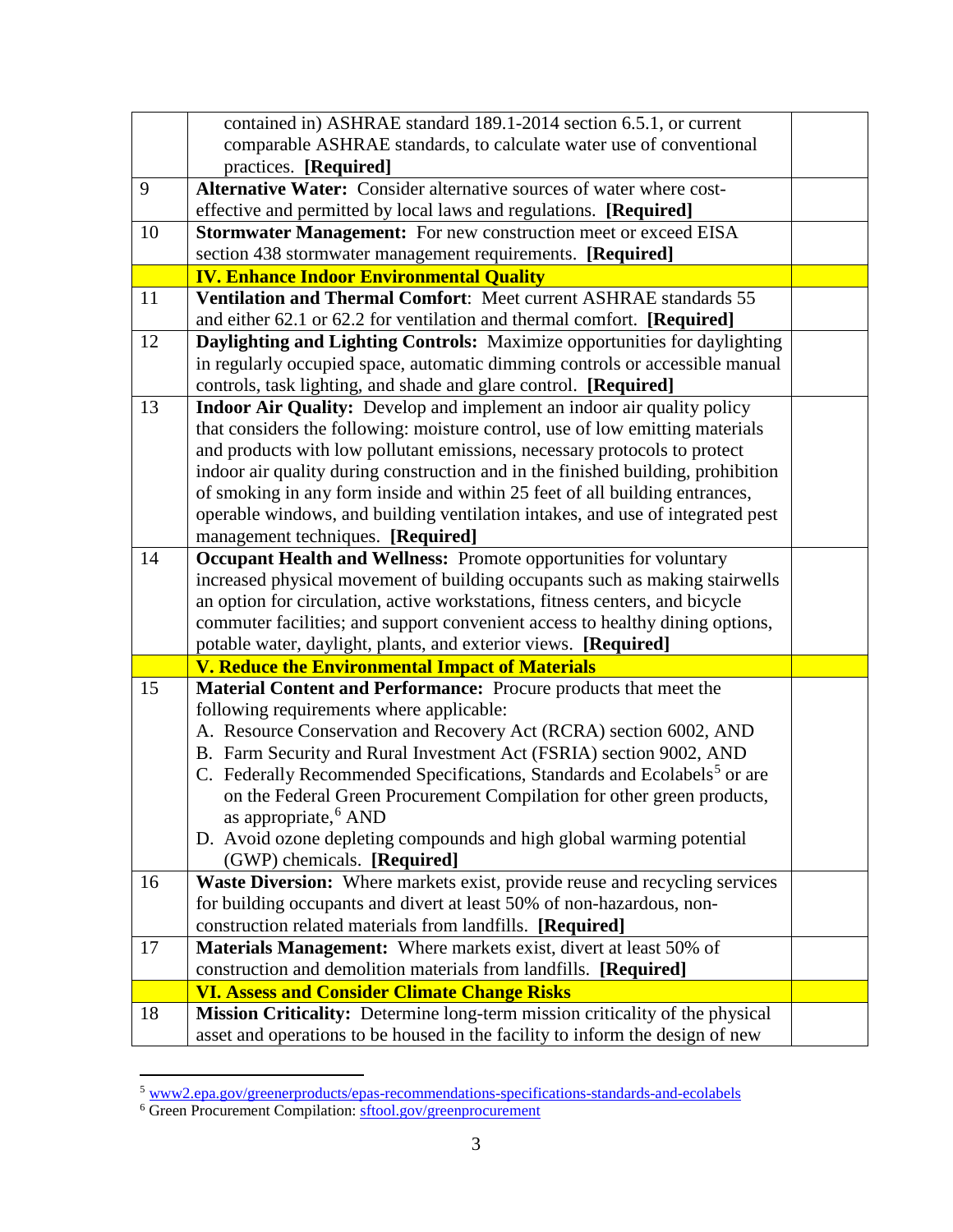| | | |
|---|---|---|
| | contained in) ASHRAE standard 189.1-2014 section 6.5.1, or current comparable ASHRAE standards, to calculate water use of conventional practices. **[Required]** | |
| 9 | **Alternative Water:** Consider alternative sources of water where cost-effective and permitted by local laws and regulations. **[Required]** | |
| 10 | **Stormwater Management:** For new construction meet or exceed EISA section 438 stormwater management requirements. **[Required]** | |
| | **IV. Enhance Indoor Environmental Quality** | |
| 11 | **Ventilation and Thermal Comfort**: Meet current ASHRAE standards 55 and either 62.1 or 62.2 for ventilation and thermal comfort. **[Required]** | |
| 12 | **Daylighting and Lighting Controls:** Maximize opportunities for daylighting in regularly occupied space, automatic dimming controls or accessible manual controls, task lighting, and shade and glare control. **[Required]** | |
| 13 | **Indoor Air Quality:** Develop and implement an indoor air quality policy that considers the following: moisture control, use of low emitting materials and products with low pollutant emissions, necessary protocols to protect indoor air quality during construction and in the finished building, prohibition of smoking in any form inside and within 25 feet of all building entrances, operable windows, and building ventilation intakes, and use of integrated pest management techniques. **[Required]** | |
| 14 | **Occupant Health and Wellness:** Promote opportunities for voluntary increased physical movement of building occupants such as making stairwells an option for circulation, active workstations, fitness centers, and bicycle commuter facilities; and support convenient access to healthy dining options, potable water, daylight, plants, and exterior views. **[Required]** | |
| | **V. Reduce the Environmental Impact of Materials** | |
| 15 | **Material Content and Performance:** Procure products that meet the following requirements where applicable:<br>A. Resource Conservation and Recovery Act (RCRA) section 6002, AND<br>B. Farm Security and Rural Investment Act (FSRIA) section 9002, AND<br>C. Federally Recommended Specifications, Standards and Ecolabels[5] or are on the Federal Green Procurement Compilation for other green products, as appropriate,[6] AND<br>D. Avoid ozone depleting compounds and high global warming potential (GWP) chemicals. **[Required]** | |
| 16 | **Waste Diversion:** Where markets exist, provide reuse and recycling services for building occupants and divert at least 50% of non-hazardous, non-construction related materials from landfills. **[Required]** | |
| 17 | **Materials Management:** Where markets exist, divert at least 50% of construction and demolition materials from landfills. **[Required]** | |
| | **VI. Assess and Consider Climate Change Risks** | |
| 18 | **Mission Criticality:** Determine long-term mission criticality of the physical asset and operations to be housed in the facility to inform the design of new | |

[5] www2.epa.gov/greenerproducts/epas-recommendations-specifications-standards-and-ecolabels

[6] Green Procurement Compilation: sftool.gov/greenprocurement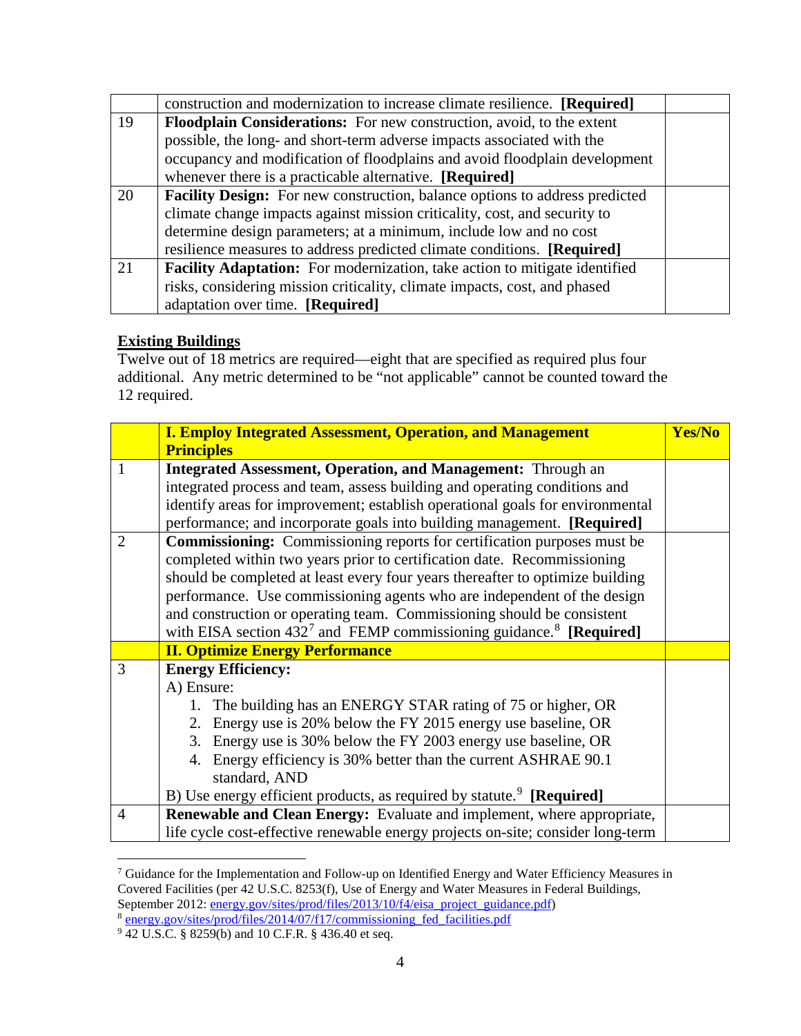|  |  |  |
|---|---|---|
|  | construction and modernization to increase climate resilience. **[Required]** |  |
| 19 | **Floodplain Considerations:** For new construction, avoid, to the extent possible, the long- and short-term adverse impacts associated with the occupancy and modification of floodplains and avoid floodplain development whenever there is a practicable alternative. **[Required]** |  |
| 20 | **Facility Design:** For new construction, balance options to address predicted climate change impacts against mission criticality, cost, and security to determine design parameters; at a minimum, include low and no cost resilience measures to address predicted climate conditions. **[Required]** |  |
| 21 | **Facility Adaptation:** For modernization, take action to mitigate identified risks, considering mission criticality, climate impacts, cost, and phased adaptation over time. **[Required]** |  |

## Existing Buildings

Twelve out of 18 metrics are required—eight that are specified as required plus four additional. Any metric determined to be "not applicable" cannot be counted toward the 12 required.

|  | **I. Employ Integrated Assessment, Operation, and Management Principles** | **Yes/No** |
|---|---|---|
| 1 | **Integrated Assessment, Operation, and Management:** Through an integrated process and team, assess building and operating conditions and identify areas for improvement; establish operational goals for environmental performance; and incorporate goals into building management. **[Required]** |  |
| 2 | **Commissioning:** Commissioning reports for certification purposes must be completed within two years prior to certification date. Recommissioning should be completed at least every four years thereafter to optimize building performance. Use commissioning agents who are independent of the design and construction or operating team. Commissioning should be consistent with EISA section 432[7] and FEMP commissioning guidance.[8] **[Required]** |  |
|  | **II. Optimize Energy Performance** |  |
| 3 | **Energy Efficiency:**<br>A) Ensure:<br>1. The building has an ENERGY STAR rating of 75 or higher, OR<br>2. Energy use is 20% below the FY 2015 energy use baseline, OR<br>3. Energy use is 30% below the FY 2003 energy use baseline, OR<br>4. Energy efficiency is 30% better than the current ASHRAE 90.1 standard, AND<br>B) Use energy efficient products, as required by statute.[9] **[Required]** |  |
| 4 | **Renewable and Clean Energy:** Evaluate and implement, where appropriate, life cycle cost-effective renewable energy projects on-site; consider long-term |  |

[7] Guidance for the Implementation and Follow-up on Identified Energy and Water Efficiency Measures in Covered Facilities (per 42 U.S.C. 8253(f), Use of Energy and Water Measures in Federal Buildings, September 2012: energy.gov/sites/prod/files/2013/10/f4/eisa_project_guidance.pdf)

[8] energy.gov/sites/prod/files/2014/07/f17/commissioning_fed_facilities.pdf

[9] 42 U.S.C. § 8259(b) and 10 C.F.R. § 436.40 et seq.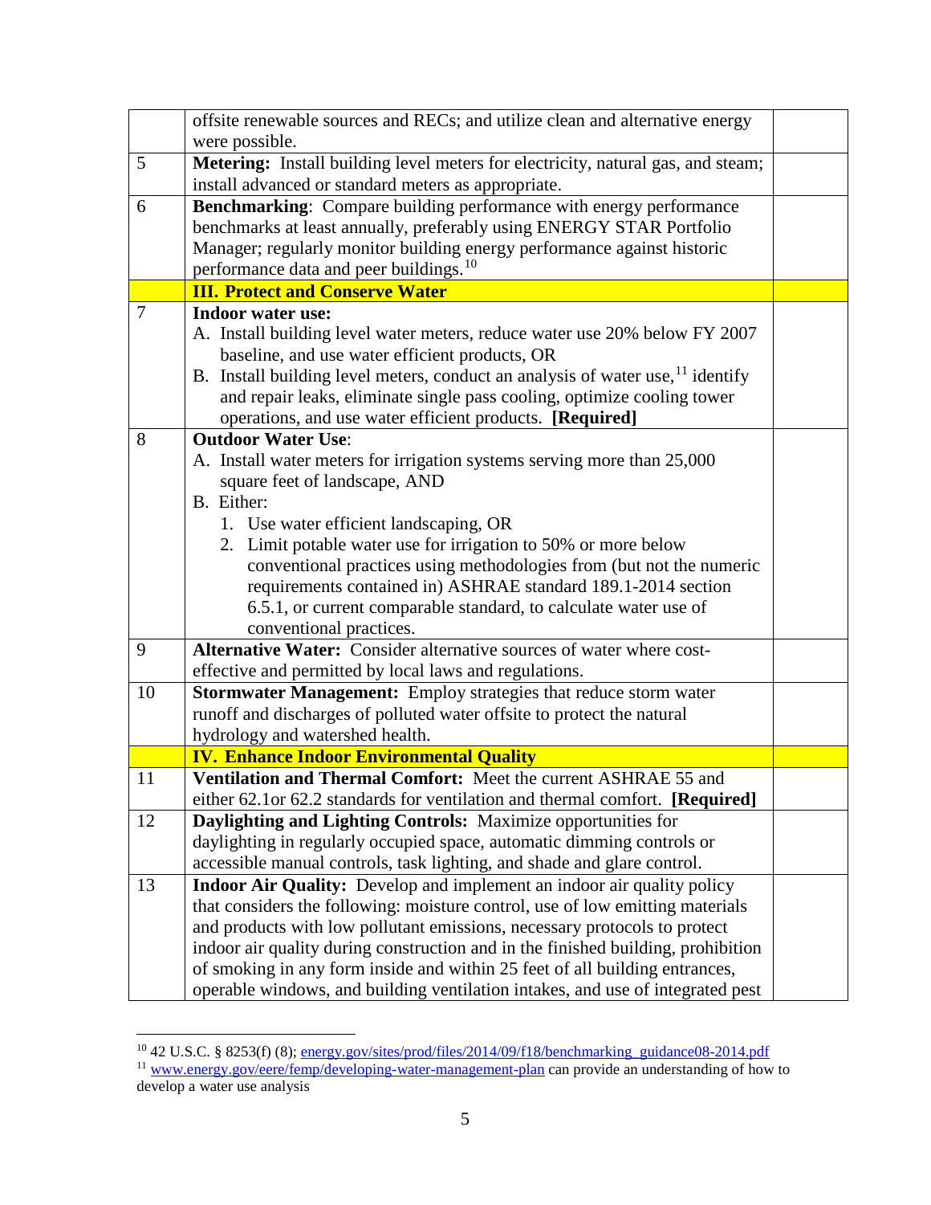| | | |
|---|---|---|
| | offsite renewable sources and RECs; and utilize clean and alternative energy were possible. | |
| 5 | **Metering:** Install building level meters for electricity, natural gas, and steam; install advanced or standard meters as appropriate. | |
| 6 | **Benchmarking**: Compare building performance with energy performance benchmarks at least annually, preferably using ENERGY STAR Portfolio Manager; regularly monitor building energy performance against historic performance data and peer buildings.[10] | |
| | **III. Protect and Conserve Water** | |
| 7 | **Indoor water use:**<br>A. Install building level water meters, reduce water use 20% below FY 2007 baseline, and use water efficient products, OR<br>B. Install building level meters, conduct an analysis of water use,[11] identify and repair leaks, eliminate single pass cooling, optimize cooling tower operations, and use water efficient products. **[Required]** | |
| 8 | **Outdoor Water Use**:<br>A. Install water meters for irrigation systems serving more than 25,000 square feet of landscape, AND<br>B. Either:<br>1. Use water efficient landscaping, OR<br>2. Limit potable water use for irrigation to 50% or more below conventional practices using methodologies from (but not the numeric requirements contained in) ASHRAE standard 189.1-2014 section 6.5.1, or current comparable standard, to calculate water use of conventional practices. | |
| 9 | **Alternative Water:** Consider alternative sources of water where cost-effective and permitted by local laws and regulations. | |
| 10 | **Stormwater Management:** Employ strategies that reduce storm water runoff and discharges of polluted water offsite to protect the natural hydrology and watershed health. | |
| | **IV. Enhance Indoor Environmental Quality** | |
| 11 | **Ventilation and Thermal Comfort:** Meet the current ASHRAE 55 and either 62.1or 62.2 standards for ventilation and thermal comfort. **[Required]** | |
| 12 | **Daylighting and Lighting Controls:** Maximize opportunities for daylighting in regularly occupied space, automatic dimming controls or accessible manual controls, task lighting, and shade and glare control. | |
| 13 | **Indoor Air Quality:** Develop and implement an indoor air quality policy that considers the following: moisture control, use of low emitting materials and products with low pollutant emissions, necessary protocols to protect indoor air quality during construction and in the finished building, prohibition of smoking in any form inside and within 25 feet of all building entrances, operable windows, and building ventilation intakes, and use of integrated pest | |

[10] 42 U.S.C. § 8253(f) (8); energy.gov/sites/prod/files/2014/09/f18/benchmarking_guidance08-2014.pdf

[11] www.energy.gov/eere/femp/developing-water-management-plan can provide an understanding of how to develop a water use analysis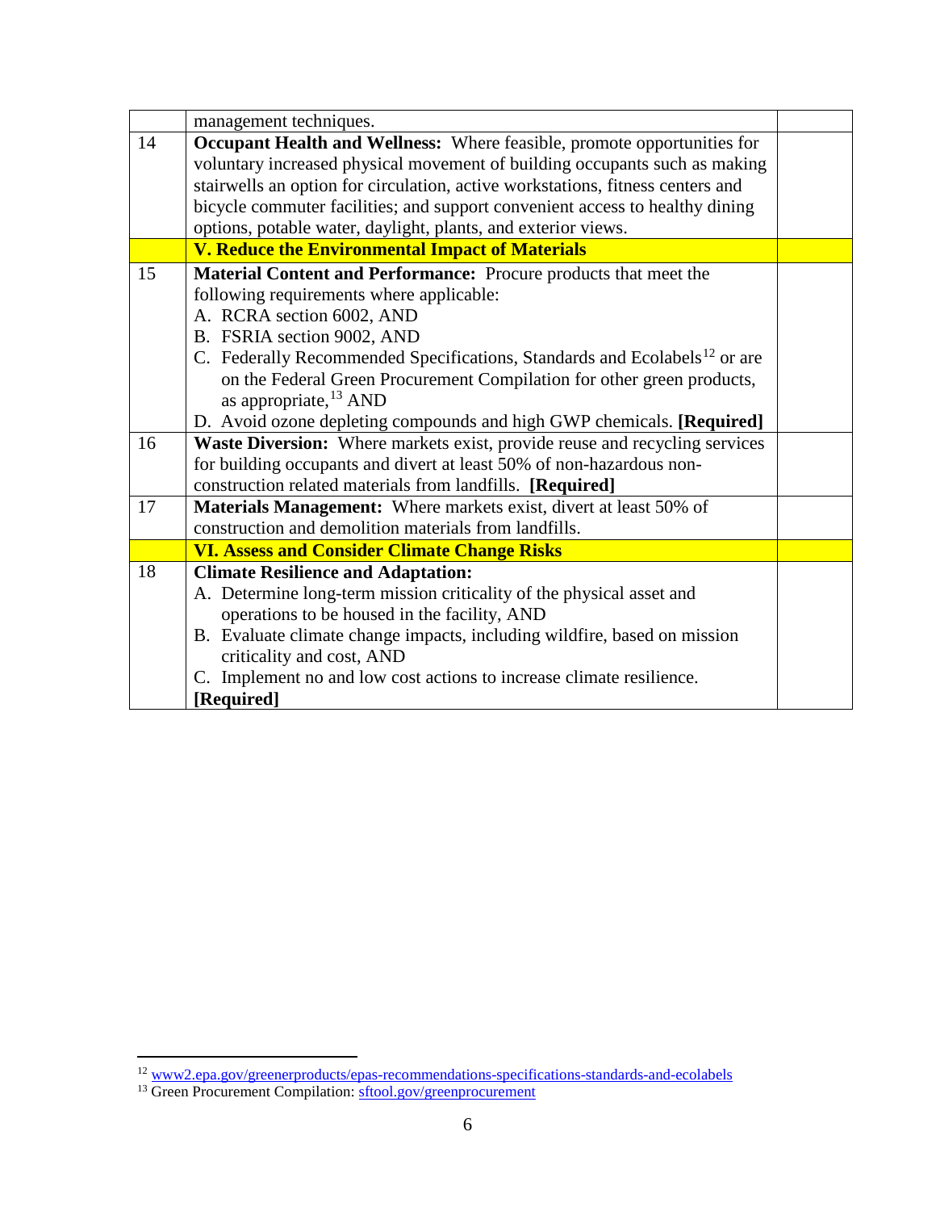| | | |
|---|---|---|
| | management techniques. | |
| 14 | **Occupant Health and Wellness:** Where feasible, promote opportunities for voluntary increased physical movement of building occupants such as making stairwells an option for circulation, active workstations, fitness centers and bicycle commuter facilities; and support convenient access to healthy dining options, potable water, daylight, plants, and exterior views. | |
| | **V. Reduce the Environmental Impact of Materials** | |
| 15 | **Material Content and Performance:** Procure products that meet the following requirements where applicable:<br>A. RCRA section 6002, AND<br>B. FSRIA section 9002, AND<br>C. Federally Recommended Specifications, Standards and Ecolabels[12] or are on the Federal Green Procurement Compilation for other green products, as appropriate,[13] AND<br>D. Avoid ozone depleting compounds and high GWP chemicals. **[Required]** | |
| 16 | **Waste Diversion:** Where markets exist, provide reuse and recycling services for building occupants and divert at least 50% of non-hazardous non-construction related materials from landfills. **[Required]** | |
| 17 | **Materials Management:** Where markets exist, divert at least 50% of construction and demolition materials from landfills. | |
| | **VI. Assess and Consider Climate Change Risks** | |
| 18 | **Climate Resilience and Adaptation:**<br>A. Determine long-term mission criticality of the physical asset and operations to be housed in the facility, AND<br>B. Evaluate climate change impacts, including wildfire, based on mission criticality and cost, AND<br>C. Implement no and low cost actions to increase climate resilience.<br>**[Required]** | |

[12] www2.epa.gov/greenerproducts/epas-recommendations-specifications-standards-and-ecolabels

[13] Green Procurement Compilation: sftool.gov/greenprocurement